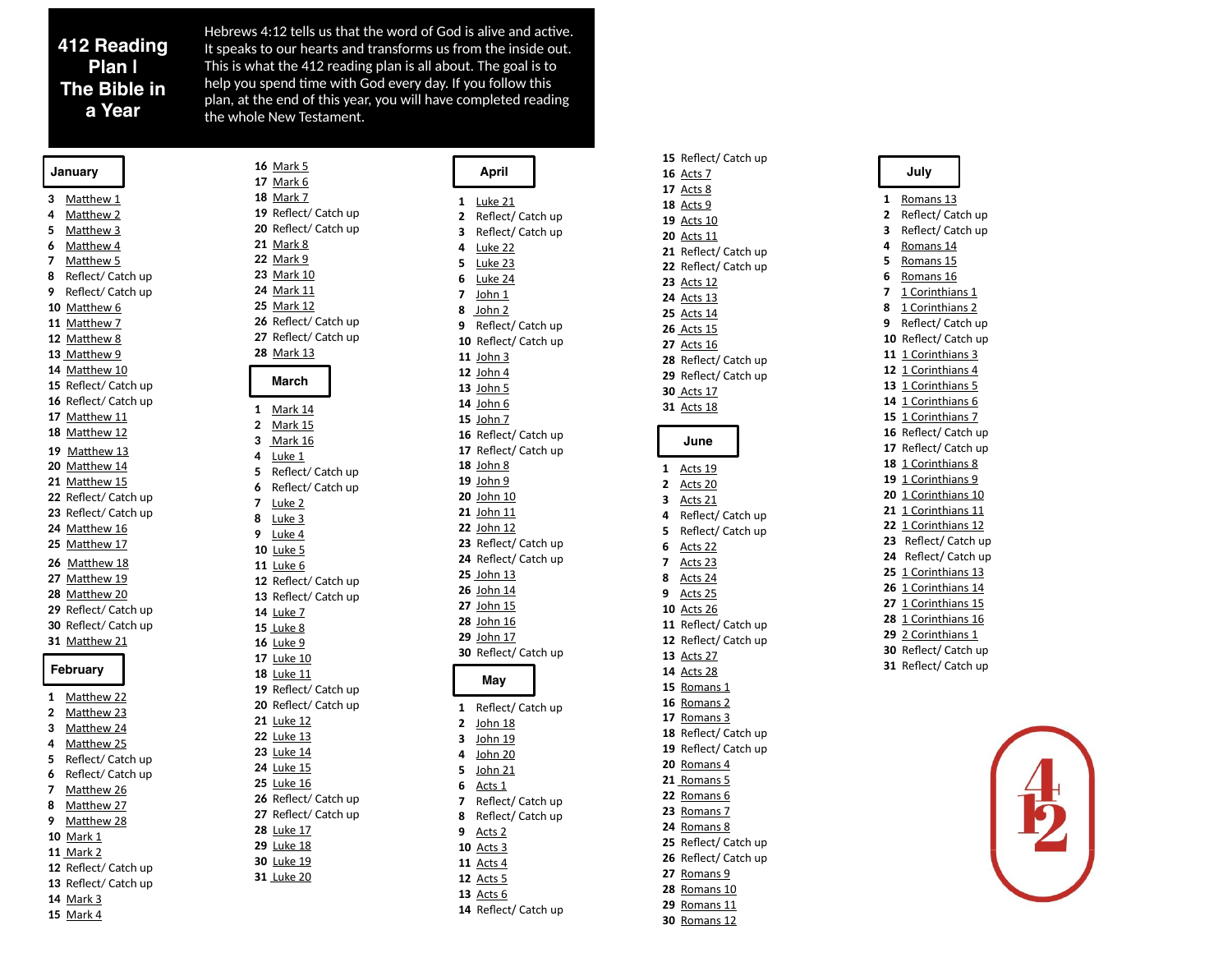# 412 Reading Plan | The Bible in a Year

Hebrews 4:12 tells us that the word of God is alive and active. It speaks to our hearts and transforms us from the inside out. This is what the 412 reading plan is all about. The goal is to help you spend time with God every day. If you follow this plan, at the end of this year, you will have completed reading the whole New Testament.

## January

3 Matthew 1
4 Matthew 2
5 Matthew 3
6 Matthew 4
7 Matthew 5
8 Reflect/ Catch up
9 Reflect/ Catch up
10 Matthew 6
11 Matthew 7
12 Matthew 8
13 Matthew 9
14 Matthew 10
15 Reflect/ Catch up
16 Reflect/ Catch up
17 Matthew 11
18 Matthew 12
19 Matthew 13
20 Matthew 14
21 Matthew 15
22 Reflect/ Catch up
23 Reflect/ Catch up
24 Matthew 16
25 Matthew 17
26 Matthew 18
27 Matthew 19
28 Matthew 20
29 Reflect/ Catch up
30 Reflect/ Catch up
31 Matthew 21

## February

1 Matthew 22
2 Matthew 23
3 Matthew 24
4 Matthew 25
5 Reflect/ Catch up
6 Reflect/ Catch up
7 Matthew 26
8 Matthew 27
9 Matthew 28
10 Mark 1
11 Mark 2
12 Reflect/ Catch up
13 Reflect/ Catch up
14 Mark 3
15 Mark 4
16 Mark 5
17 Mark 6
18 Mark 7
19 Reflect/ Catch up
20 Reflect/ Catch up
21 Mark 8
22 Mark 9
23 Mark 10
24 Mark 11
25 Mark 12
26 Reflect/ Catch up
27 Reflect/ Catch up
28 Mark 13

## March

1 Mark 14
2 Mark 15
3 Mark 16
4 Luke 1
5 Reflect/ Catch up
6 Reflect/ Catch up
7 Luke 2
8 Luke 3
9 Luke 4
10 Luke 5
11 Luke 6
12 Reflect/ Catch up
13 Reflect/ Catch up
14 Luke 7
15 Luke 8
16 Luke 9
17 Luke 10
18 Luke 11
19 Reflect/ Catch up
20 Reflect/ Catch up
21 Luke 12
22 Luke 13
23 Luke 14
24 Luke 15
25 Luke 16
26 Reflect/ Catch up
27 Reflect/ Catch up
28 Luke 17
29 Luke 18
30 Luke 19
31 Luke 20

## April

1 Luke 21
2 Reflect/ Catch up
3 Reflect/ Catch up
4 Luke 22
5 Luke 23
6 Luke 24
7 John 1
8 John 2
9 Reflect/ Catch up
10 Reflect/ Catch up
11 John 3
12 John 4
13 John 5
14 John 6
15 John 7
16 Reflect/ Catch up
17 Reflect/ Catch up
18 John 8
19 John 9
20 John 10
21 John 11
22 John 12
23 Reflect/ Catch up
24 Reflect/ Catch up
25 John 13
26 John 14
27 John 15
28 John 16
29 John 17
30 Reflect/ Catch up

## May

1 Reflect/ Catch up
2 John 18
3 John 19
4 John 20
5 John 21
6 Acts 1
7 Reflect/ Catch up
8 Reflect/ Catch up
9 Acts 2
10 Acts 3
11 Acts 4
12 Acts 5
13 Acts 6
14 Reflect/ Catch up
15 Reflect/ Catch up
16 Acts 7
17 Acts 8
18 Acts 9
19 Acts 10
20 Acts 11
21 Reflect/ Catch up
22 Reflect/ Catch up
23 Acts 12
24 Acts 13
25 Acts 14
26 Acts 15
27 Acts 16
28 Reflect/ Catch up
29 Reflect/ Catch up
30 Acts 17
31 Acts 18

## June

1 Acts 19
2 Acts 20
3 Acts 21
4 Reflect/ Catch up
5 Reflect/ Catch up
6 Acts 22
7 Acts 23
8 Acts 24
9 Acts 25
10 Acts 26
11 Reflect/ Catch up
12 Reflect/ Catch up
13 Acts 27
14 Acts 28
15 Romans 1
16 Romans 2
17 Romans 3
18 Reflect/ Catch up
19 Reflect/ Catch up
20 Romans 4
21 Romans 5
22 Romans 6
23 Romans 7
24 Romans 8
25 Reflect/ Catch up
26 Reflect/ Catch up
27 Romans 9
28 Romans 10
29 Romans 11
30 Romans 12

## July

1 Romans 13
2 Reflect/ Catch up
3 Reflect/ Catch up
4 Romans 14
5 Romans 15
6 Romans 16
7 1 Corinthians 1
8 1 Corinthians 2
9 Reflect/ Catch up
10 Reflect/ Catch up
11 1 Corinthians 3
12 1 Corinthians 4
13 1 Corinthians 5
14 1 Corinthians 6
15 1 Corinthians 7
16 Reflect/ Catch up
17 Reflect/ Catch up
18 1 Corinthians 8
19 1 Corinthians 9
20 1 Corinthians 10
21 1 Corinthians 11
22 1 Corinthians 12
23 Reflect/ Catch up
24 Reflect/ Catch up
25 1 Corinthians 13
26 1 Corinthians 14
27 1 Corinthians 15
28 1 Corinthians 16
29 2 Corinthians 1
30 Reflect/ Catch up
31 Reflect/ Catch up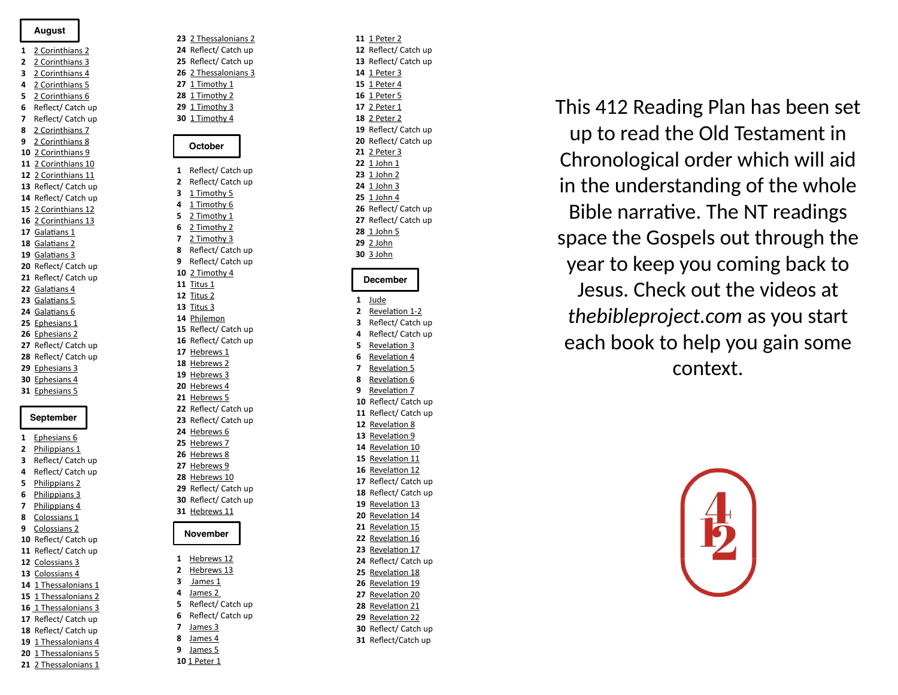## August

**1** 2 Corinthians 2
**2** 2 Corinthians 3
**3** 2 Corinthians 4
**4** 2 Corinthians 5
**5** 2 Corinthians 6
**6** Reflect/ Catch up
**7** Reflect/ Catch up
**8** 2 Corinthians 7
**9** 2 Corinthians 8
**10** 2 Corinthians 9
**11** 2 Corinthians 10
**12** 2 Corinthians 11
**13** Reflect/ Catch up
**14** Reflect/ Catch up
**15** 2 Corinthians 12
**16** 2 Corinthians 13
**17** Galatians 1
**18** Galatians 2
**19** Galatians 3
**20** Reflect/ Catch up
**21** Reflect/ Catch up
**22** Galatians 4
**23** Galatians 5
**24** Galatians 6
**25** Ephesians 1
**26** Ephesians 2
**27** Reflect/ Catch up
**28** Reflect/ Catch up
**29** Ephesians 3
**30** Ephesians 4
**31** Ephesians 5

## September

**1** Ephesians 6
**2** Philippians 1
**3** Reflect/ Catch up
**4** Reflect/ Catch up
**5** Philippians 2
**6** Philippians 3
**7** Philippians 4
**8** Colossians 1
**9** Colossians 2
**10** Reflect/ Catch up
**11** Reflect/ Catch up
**12** Colossians 3
**13** Colossians 4
**14** 1 Thessalonians 1
**15** 1 Thessalonians 2
**16** 1 Thessalonians 3
**17** Reflect/ Catch up
**18** Reflect/ Catch up
**19** 1 Thessalonians 4
**20** 1 Thessalonians 5
**21** 2 Thessalonians 1
**23** 2 Thessalonians 2
**24** Reflect/ Catch up
**25** Reflect/ Catch up
**26** 2 Thessalonians 3
**27** 1 Timothy 1
**28** 1 Timothy 2
**29** 1 Timothy 3
**30** 1 Timothy 4

## October

**1** Reflect/ Catch up
**2** Reflect/ Catch up
**3** 1 Timothy 5
**4** 1 Timothy 6
**5** 2 Timothy 1
**6** 2 Timothy 2
**7** 2 Timothy 3
**8** Reflect/ Catch up
**9** Reflect/ Catch up
**10** 2 Timothy 4
**11** Titus 1
**12** Titus 2
**13** Titus 3
**14** Philemon
**15** Reflect/ Catch up
**16** Reflect/ Catch up
**17** Hebrews 1
**18** Hebrews 2
**19** Hebrews 3
**20** Hebrews 4
**21** Hebrews 5
**22** Reflect/ Catch up
**23** Reflect/ Catch up
**24** Hebrews 6
**25** Hebrews 7
**26** Hebrews 8
**27** Hebrews 9
**28** Hebrews 10
**29** Reflect/ Catch up
**30** Reflect/ Catch up
**31** Hebrews 11

## November

**1** Hebrews 12
**2** Hebrews 13
**3** James 1
**4** James 2
**5** Reflect/ Catch up
**6** Reflect/ Catch up
**7** James 3
**8** James 4
**9** James 5
**10** 1 Peter 1
**11** 1 Peter 2
**12** Reflect/ Catch up
**13** Reflect/ Catch up
**14** 1 Peter 3
**15** 1 Peter 4
**16** 1 Peter 5
**17** 2 Peter 1
**18** 2 Peter 2
**19** Reflect/ Catch up
**20** Reflect/ Catch up
**21** 2 Peter 3
**22** 1 John 1
**23** 1 John 2
**24** 1 John 3
**25** 1 John 4
**26** Reflect/ Catch up
**27** Reflect/ Catch up
**28** 1 John 5
**29** 2 John
**30** 3 John

## December

**1** Jude
**2** Revelation 1-2
**3** Reflect/ Catch up
**4** Reflect/ Catch up
**5** Revelation 3
**6** Revelation 4
**7** Revelation 5
**8** Revelation 6
**9** Revelation 7
**10** Reflect/ Catch up
**11** Reflect/ Catch up
**12** Revelation 8
**13** Revelation 9
**14** Revelation 10
**15** Revelation 11
**16** Revelation 12
**17** Reflect/ Catch up
**18** Reflect/ Catch up
**19** Revelation 13
**20** Revelation 14
**21** Revelation 15
**22** Revelation 16
**23** Revelation 17
**24** Reflect/ Catch up
**25** Revelation 18
**26** Revelation 19
**27** Revelation 20
**28** Revelation 21
**29** Revelation 22
**30** Reflect/ Catch up
**31** Reflect/Catch up

This 412 Reading Plan has been set up to read the Old Testament in Chronological order which will aid in the understanding of the whole Bible narrative. The NT readings space the Gospels out through the year to keep you coming back to Jesus. Check out the videos at *thebibleproject.com* as you start each book to help you gain some context.